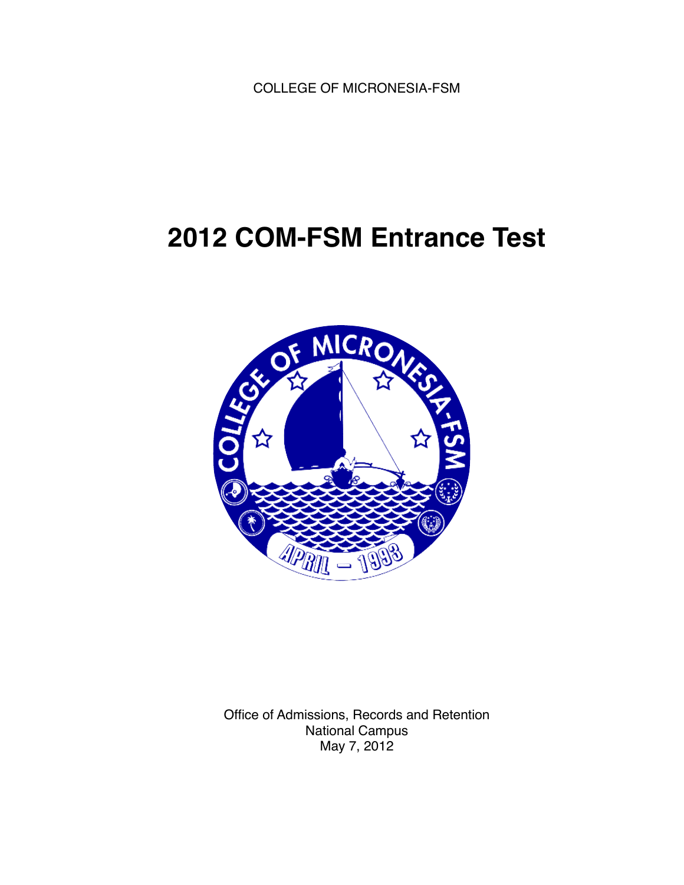COLLEGE OF MICRONESIA-FSM

# 2012 COM-FSM Entrance Test

Office of Admissions, Records and Retention
National Campus
May 7, 2012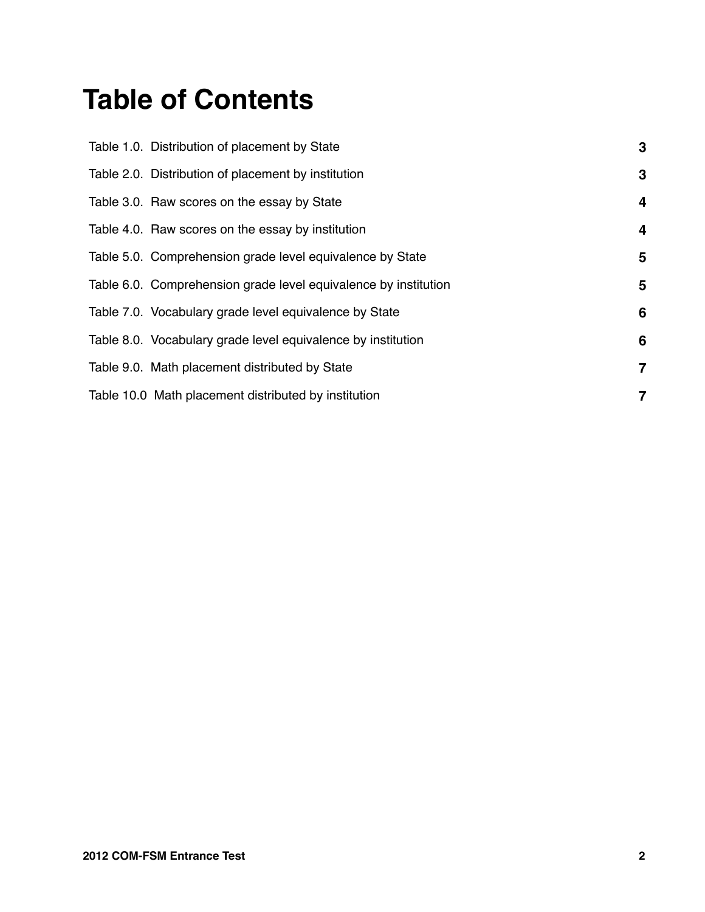# Table of Contents

| | |
|---|---|
| Table 1.0. Distribution of placement by State | **3** |
| Table 2.0. Distribution of placement by institution | **3** |
| Table 3.0. Raw scores on the essay by State | **4** |
| Table 4.0. Raw scores on the essay by institution | **4** |
| Table 5.0. Comprehension grade level equivalence by State | **5** |
| Table 6.0. Comprehension grade level equivalence by institution | **5** |
| Table 7.0. Vocabulary grade level equivalence by State | **6** |
| Table 8.0. Vocabulary grade level equivalence by institution | **6** |
| Table 9.0. Math placement distributed by State | **7** |
| Table 10.0 Math placement distributed by institution | **7** |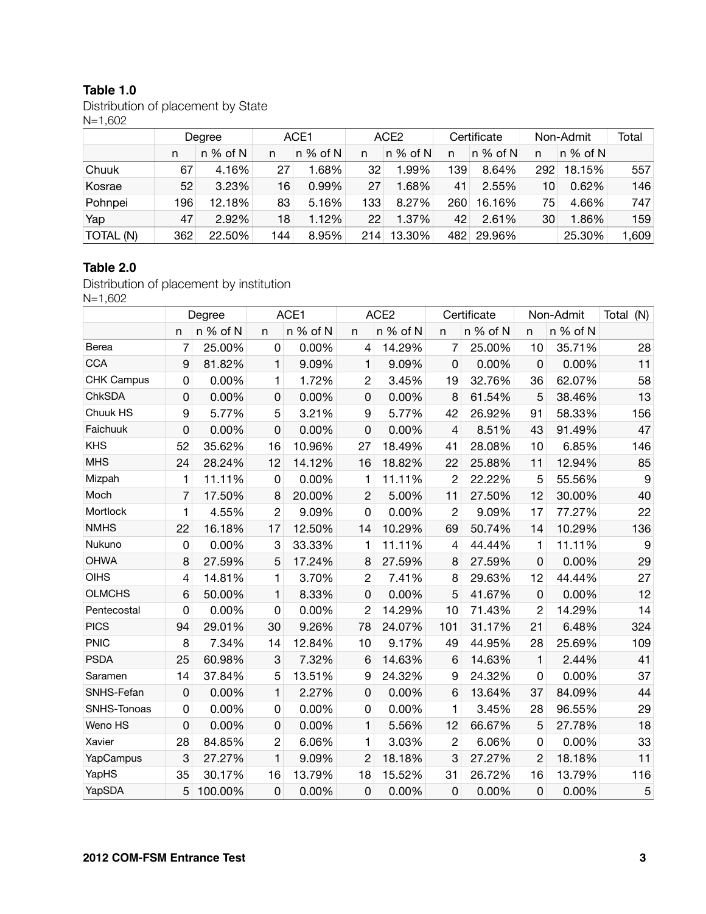**Table 1.0**

Distribution of placement by State

N=1,602

| | Degree | | ACE1 | | ACE2 | | Certificate | | Non-Admit | | Total |
|---|---|---|---|---|---|---|---|---|---|---|---|
| | n | n % of N | n | n % of N | n | n % of N | n | n % of N | n | n % of N | |
| Chuuk | 67 | 4.16% | 27 | 1.68% | 32 | 1.99% | 139 | 8.64% | 292 | 18.15% | 557 |
| Kosrae | 52 | 3.23% | 16 | 0.99% | 27 | 1.68% | 41 | 2.55% | 10 | 0.62% | 146 |
| Pohnpei | 196 | 12.18% | 83 | 5.16% | 133 | 8.27% | 260 | 16.16% | 75 | 4.66% | 747 |
| Yap | 47 | 2.92% | 18 | 1.12% | 22 | 1.37% | 42 | 2.61% | 30 | 1.86% | 159 |
| TOTAL (N) | 362 | 22.50% | 144 | 8.95% | 214 | 13.30% | 482 | 29.96% | | 25.30% | 1,609 |

**Table 2.0**

Distribution of placement by institution

N=1,602

| | Degree | | ACE1 | | ACE2 | | Certificate | | Non-Admit | | Total (N) |
|---|---|---|---|---|---|---|---|---|---|---|---|
| | n | n % of N | n | n % of N | n | n % of N | n | n % of N | n | n % of N | |
| Berea | 7 | 25.00% | 0 | 0.00% | 4 | 14.29% | 7 | 25.00% | 10 | 35.71% | 28 |
| CCA | 9 | 81.82% | 1 | 9.09% | 1 | 9.09% | 0 | 0.00% | 0 | 0.00% | 11 |
| CHK Campus | 0 | 0.00% | 1 | 1.72% | 2 | 3.45% | 19 | 32.76% | 36 | 62.07% | 58 |
| ChkSDA | 0 | 0.00% | 0 | 0.00% | 0 | 0.00% | 8 | 61.54% | 5 | 38.46% | 13 |
| Chuuk HS | 9 | 5.77% | 5 | 3.21% | 9 | 5.77% | 42 | 26.92% | 91 | 58.33% | 156 |
| Faichuuk | 0 | 0.00% | 0 | 0.00% | 0 | 0.00% | 4 | 8.51% | 43 | 91.49% | 47 |
| KHS | 52 | 35.62% | 16 | 10.96% | 27 | 18.49% | 41 | 28.08% | 10 | 6.85% | 146 |
| MHS | 24 | 28.24% | 12 | 14.12% | 16 | 18.82% | 22 | 25.88% | 11 | 12.94% | 85 |
| Mizpah | 1 | 11.11% | 0 | 0.00% | 1 | 11.11% | 2 | 22.22% | 5 | 55.56% | 9 |
| Moch | 7 | 17.50% | 8 | 20.00% | 2 | 5.00% | 11 | 27.50% | 12 | 30.00% | 40 |
| Mortlock | 1 | 4.55% | 2 | 9.09% | 0 | 0.00% | 2 | 9.09% | 17 | 77.27% | 22 |
| NMHS | 22 | 16.18% | 17 | 12.50% | 14 | 10.29% | 69 | 50.74% | 14 | 10.29% | 136 |
| Nukuno | 0 | 0.00% | 3 | 33.33% | 1 | 11.11% | 4 | 44.44% | 1 | 11.11% | 9 |
| OHWA | 8 | 27.59% | 5 | 17.24% | 8 | 27.59% | 8 | 27.59% | 0 | 0.00% | 29 |
| OIHS | 4 | 14.81% | 1 | 3.70% | 2 | 7.41% | 8 | 29.63% | 12 | 44.44% | 27 |
| OLMCHS | 6 | 50.00% | 1 | 8.33% | 0 | 0.00% | 5 | 41.67% | 0 | 0.00% | 12 |
| Pentecostal | 0 | 0.00% | 0 | 0.00% | 2 | 14.29% | 10 | 71.43% | 2 | 14.29% | 14 |
| PICS | 94 | 29.01% | 30 | 9.26% | 78 | 24.07% | 101 | 31.17% | 21 | 6.48% | 324 |
| PNIC | 8 | 7.34% | 14 | 12.84% | 10 | 9.17% | 49 | 44.95% | 28 | 25.69% | 109 |
| PSDA | 25 | 60.98% | 3 | 7.32% | 6 | 14.63% | 6 | 14.63% | 1 | 2.44% | 41 |
| Saramen | 14 | 37.84% | 5 | 13.51% | 9 | 24.32% | 9 | 24.32% | 0 | 0.00% | 37 |
| SNHS-Fefan | 0 | 0.00% | 1 | 2.27% | 0 | 0.00% | 6 | 13.64% | 37 | 84.09% | 44 |
| SNHS-Tonoas | 0 | 0.00% | 0 | 0.00% | 0 | 0.00% | 1 | 3.45% | 28 | 96.55% | 29 |
| Weno HS | 0 | 0.00% | 0 | 0.00% | 1 | 5.56% | 12 | 66.67% | 5 | 27.78% | 18 |
| Xavier | 28 | 84.85% | 2 | 6.06% | 1 | 3.03% | 2 | 6.06% | 0 | 0.00% | 33 |
| YapCampus | 3 | 27.27% | 1 | 9.09% | 2 | 18.18% | 3 | 27.27% | 2 | 18.18% | 11 |
| YapHS | 35 | 30.17% | 16 | 13.79% | 18 | 15.52% | 31 | 26.72% | 16 | 13.79% | 116 |
| YapSDA | 5 | 100.00% | 0 | 0.00% | 0 | 0.00% | 0 | 0.00% | 0 | 0.00% | 5 |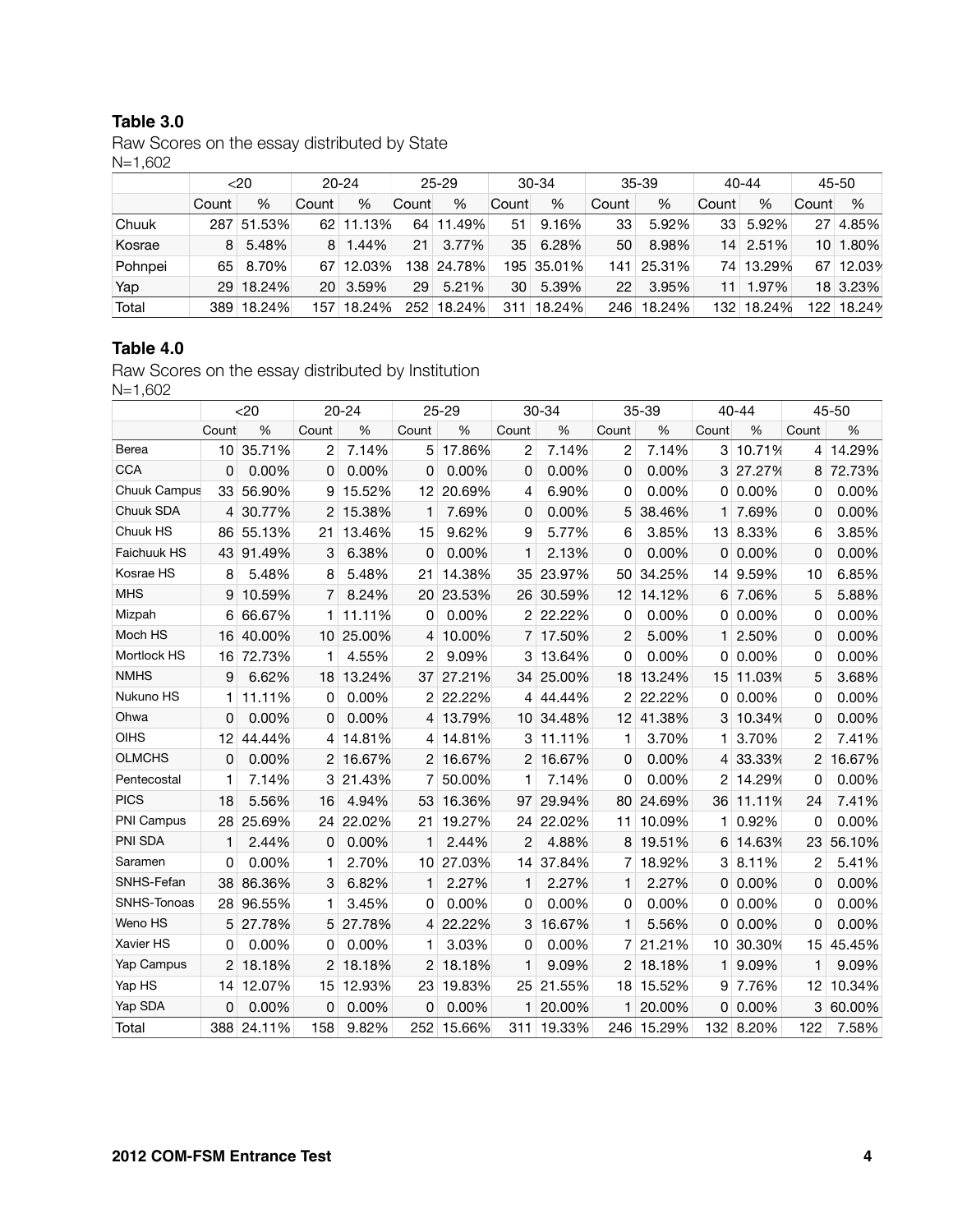**Table 3.0**

Raw Scores on the essay distributed by State

N=1,602

| | <20 | | 20-24 | | 25-29 | | 30-34 | | 35-39 | | 40-44 | | 45-50 | |
|---|---|---|---|---|---|---|---|---|---|---|---|---|---|---|
| | Count | % | Count | % | Count | % | Count | % | Count | % | Count | % | Count | % |
| Chuuk | 287 | 51.53% | 62 | 11.13% | 64 | 11.49% | 51 | 9.16% | 33 | 5.92% | 33 | 5.92% | 27 | 4.85% |
| Kosrae | 8 | 5.48% | 8 | 1.44% | 21 | 3.77% | 35 | 6.28% | 50 | 8.98% | 14 | 2.51% | 10 | 1.80% |
| Pohnpei | 65 | 8.70% | 67 | 12.03% | 138 | 24.78% | 195 | 35.01% | 141 | 25.31% | 74 | 13.29% | 67 | 12.03% |
| Yap | 29 | 18.24% | 20 | 3.59% | 29 | 5.21% | 30 | 5.39% | 22 | 3.95% | 11 | 1.97% | 18 | 3.23% |
| Total | 389 | 18.24% | 157 | 18.24% | 252 | 18.24% | 311 | 18.24% | 246 | 18.24% | 132 | 18.24% | 122 | 18.24% |

**Table 4.0**

Raw Scores on the essay distributed by Institution

N=1,602

| | <20 | | 20-24 | | 25-29 | | 30-34 | | 35-39 | | 40-44 | | 45-50 | |
|---|---|---|---|---|---|---|---|---|---|---|---|---|---|---|
| | Count | % | Count | % | Count | % | Count | % | Count | % | Count | % | Count | % |
| Berea | 10 | 35.71% | 2 | 7.14% | 5 | 17.86% | 2 | 7.14% | 2 | 7.14% | 3 | 10.71% | 4 | 14.29% |
| CCA | 0 | 0.00% | 0 | 0.00% | 0 | 0.00% | 0 | 0.00% | 0 | 0.00% | 3 | 27.27% | 8 | 72.73% |
| Chuuk Campus | 33 | 56.90% | 9 | 15.52% | 12 | 20.69% | 4 | 6.90% | 0 | 0.00% | 0 | 0.00% | 0 | 0.00% |
| Chuuk SDA | 4 | 30.77% | 2 | 15.38% | 1 | 7.69% | 0 | 0.00% | 5 | 38.46% | 1 | 7.69% | 0 | 0.00% |
| Chuuk HS | 86 | 55.13% | 21 | 13.46% | 15 | 9.62% | 9 | 5.77% | 6 | 3.85% | 13 | 8.33% | 6 | 3.85% |
| Faichuuk HS | 43 | 91.49% | 3 | 6.38% | 0 | 0.00% | 1 | 2.13% | 0 | 0.00% | 0 | 0.00% | 0 | 0.00% |
| Kosrae HS | 8 | 5.48% | 8 | 5.48% | 21 | 14.38% | 35 | 23.97% | 50 | 34.25% | 14 | 9.59% | 10 | 6.85% |
| MHS | 9 | 10.59% | 7 | 8.24% | 20 | 23.53% | 26 | 30.59% | 12 | 14.12% | 6 | 7.06% | 5 | 5.88% |
| Mizpah | 6 | 66.67% | 1 | 11.11% | 0 | 0.00% | 2 | 22.22% | 0 | 0.00% | 0 | 0.00% | 0 | 0.00% |
| Moch HS | 16 | 40.00% | 10 | 25.00% | 4 | 10.00% | 7 | 17.50% | 2 | 5.00% | 1 | 2.50% | 0 | 0.00% |
| Mortlock HS | 16 | 72.73% | 1 | 4.55% | 2 | 9.09% | 3 | 13.64% | 0 | 0.00% | 0 | 0.00% | 0 | 0.00% |
| NMHS | 9 | 6.62% | 18 | 13.24% | 37 | 27.21% | 34 | 25.00% | 18 | 13.24% | 15 | 11.03% | 5 | 3.68% |
| Nukuno HS | 1 | 11.11% | 0 | 0.00% | 2 | 22.22% | 4 | 44.44% | 2 | 22.22% | 0 | 0.00% | 0 | 0.00% |
| Ohwa | 0 | 0.00% | 0 | 0.00% | 4 | 13.79% | 10 | 34.48% | 12 | 41.38% | 3 | 10.34% | 0 | 0.00% |
| OIHS | 12 | 44.44% | 4 | 14.81% | 4 | 14.81% | 3 | 11.11% | 1 | 3.70% | 1 | 3.70% | 2 | 7.41% |
| OLMCHS | 0 | 0.00% | 2 | 16.67% | 2 | 16.67% | 2 | 16.67% | 0 | 0.00% | 4 | 33.33% | 2 | 16.67% |
| Pentecostal | 1 | 7.14% | 3 | 21.43% | 7 | 50.00% | 1 | 7.14% | 0 | 0.00% | 2 | 14.29% | 0 | 0.00% |
| PICS | 18 | 5.56% | 16 | 4.94% | 53 | 16.36% | 97 | 29.94% | 80 | 24.69% | 36 | 11.11% | 24 | 7.41% |
| PNI Campus | 28 | 25.69% | 24 | 22.02% | 21 | 19.27% | 24 | 22.02% | 11 | 10.09% | 1 | 0.92% | 0 | 0.00% |
| PNI SDA | 1 | 2.44% | 0 | 0.00% | 1 | 2.44% | 2 | 4.88% | 8 | 19.51% | 6 | 14.63% | 23 | 56.10% |
| Saramen | 0 | 0.00% | 1 | 2.70% | 10 | 27.03% | 14 | 37.84% | 7 | 18.92% | 3 | 8.11% | 2 | 5.41% |
| SNHS-Fefan | 38 | 86.36% | 3 | 6.82% | 1 | 2.27% | 1 | 2.27% | 1 | 2.27% | 0 | 0.00% | 0 | 0.00% |
| SNHS-Tonoas | 28 | 96.55% | 1 | 3.45% | 0 | 0.00% | 0 | 0.00% | 0 | 0.00% | 0 | 0.00% | 0 | 0.00% |
| Weno HS | 5 | 27.78% | 5 | 27.78% | 4 | 22.22% | 3 | 16.67% | 1 | 5.56% | 0 | 0.00% | 0 | 0.00% |
| Xavier HS | 0 | 0.00% | 0 | 0.00% | 1 | 3.03% | 0 | 0.00% | 7 | 21.21% | 10 | 30.30% | 15 | 45.45% |
| Yap Campus | 2 | 18.18% | 2 | 18.18% | 2 | 18.18% | 1 | 9.09% | 2 | 18.18% | 1 | 9.09% | 1 | 9.09% |
| Yap HS | 14 | 12.07% | 15 | 12.93% | 23 | 19.83% | 25 | 21.55% | 18 | 15.52% | 9 | 7.76% | 12 | 10.34% |
| Yap SDA | 0 | 0.00% | 0 | 0.00% | 0 | 0.00% | 1 | 20.00% | 1 | 20.00% | 0 | 0.00% | 3 | 60.00% |
| Total | 388 | 24.11% | 158 | 9.82% | 252 | 15.66% | 311 | 19.33% | 246 | 15.29% | 132 | 8.20% | 122 | 7.58% |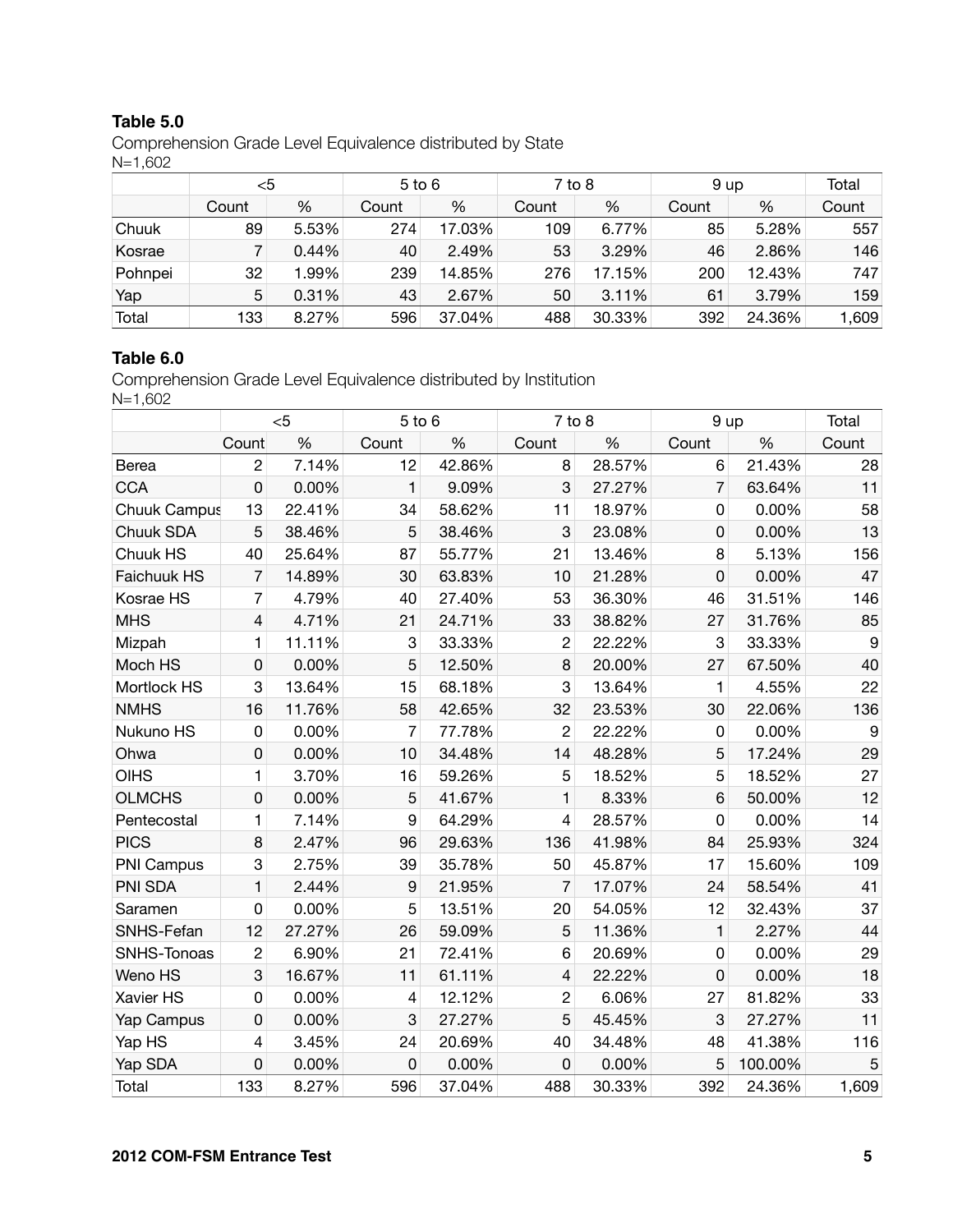**Table 5.0**

Comprehension Grade Level Equivalence distributed by State
N=1,602

| | <5 | | 5 to 6 | | 7 to 8 | | 9 up | | Total |
|---|---|---|---|---|---|---|---|---|---|
| | Count | % | Count | % | Count | % | Count | % | Count |
| Chuuk | 89 | 5.53% | 274 | 17.03% | 109 | 6.77% | 85 | 5.28% | 557 |
| Kosrae | 7 | 0.44% | 40 | 2.49% | 53 | 3.29% | 46 | 2.86% | 146 |
| Pohnpei | 32 | 1.99% | 239 | 14.85% | 276 | 17.15% | 200 | 12.43% | 747 |
| Yap | 5 | 0.31% | 43 | 2.67% | 50 | 3.11% | 61 | 3.79% | 159 |
| Total | 133 | 8.27% | 596 | 37.04% | 488 | 30.33% | 392 | 24.36% | 1,609 |

**Table 6.0**

Comprehension Grade Level Equivalence distributed by Institution
N=1,602

| | <5 | | 5 to 6 | | 7 to 8 | | 9 up | | Total |
|---|---|---|---|---|---|---|---|---|---|
| | Count | % | Count | % | Count | % | Count | % | Count |
| Berea | 2 | 7.14% | 12 | 42.86% | 8 | 28.57% | 6 | 21.43% | 28 |
| CCA | 0 | 0.00% | 1 | 9.09% | 3 | 27.27% | 7 | 63.64% | 11 |
| Chuuk Campus | 13 | 22.41% | 34 | 58.62% | 11 | 18.97% | 0 | 0.00% | 58 |
| Chuuk SDA | 5 | 38.46% | 5 | 38.46% | 3 | 23.08% | 0 | 0.00% | 13 |
| Chuuk HS | 40 | 25.64% | 87 | 55.77% | 21 | 13.46% | 8 | 5.13% | 156 |
| Faichuuk HS | 7 | 14.89% | 30 | 63.83% | 10 | 21.28% | 0 | 0.00% | 47 |
| Kosrae HS | 7 | 4.79% | 40 | 27.40% | 53 | 36.30% | 46 | 31.51% | 146 |
| MHS | 4 | 4.71% | 21 | 24.71% | 33 | 38.82% | 27 | 31.76% | 85 |
| Mizpah | 1 | 11.11% | 3 | 33.33% | 2 | 22.22% | 3 | 33.33% | 9 |
| Moch HS | 0 | 0.00% | 5 | 12.50% | 8 | 20.00% | 27 | 67.50% | 40 |
| Mortlock HS | 3 | 13.64% | 15 | 68.18% | 3 | 13.64% | 1 | 4.55% | 22 |
| NMHS | 16 | 11.76% | 58 | 42.65% | 32 | 23.53% | 30 | 22.06% | 136 |
| Nukuno HS | 0 | 0.00% | 7 | 77.78% | 2 | 22.22% | 0 | 0.00% | 9 |
| Ohwa | 0 | 0.00% | 10 | 34.48% | 14 | 48.28% | 5 | 17.24% | 29 |
| OIHS | 1 | 3.70% | 16 | 59.26% | 5 | 18.52% | 5 | 18.52% | 27 |
| OLMCHS | 0 | 0.00% | 5 | 41.67% | 1 | 8.33% | 6 | 50.00% | 12 |
| Pentecostal | 1 | 7.14% | 9 | 64.29% | 4 | 28.57% | 0 | 0.00% | 14 |
| PICS | 8 | 2.47% | 96 | 29.63% | 136 | 41.98% | 84 | 25.93% | 324 |
| PNI Campus | 3 | 2.75% | 39 | 35.78% | 50 | 45.87% | 17 | 15.60% | 109 |
| PNI SDA | 1 | 2.44% | 9 | 21.95% | 7 | 17.07% | 24 | 58.54% | 41 |
| Saramen | 0 | 0.00% | 5 | 13.51% | 20 | 54.05% | 12 | 32.43% | 37 |
| SNHS-Fefan | 12 | 27.27% | 26 | 59.09% | 5 | 11.36% | 1 | 2.27% | 44 |
| SNHS-Tonoas | 2 | 6.90% | 21 | 72.41% | 6 | 20.69% | 0 | 0.00% | 29 |
| Weno HS | 3 | 16.67% | 11 | 61.11% | 4 | 22.22% | 0 | 0.00% | 18 |
| Xavier HS | 0 | 0.00% | 4 | 12.12% | 2 | 6.06% | 27 | 81.82% | 33 |
| Yap Campus | 0 | 0.00% | 3 | 27.27% | 5 | 45.45% | 3 | 27.27% | 11 |
| Yap HS | 4 | 3.45% | 24 | 20.69% | 40 | 34.48% | 48 | 41.38% | 116 |
| Yap SDA | 0 | 0.00% | 0 | 0.00% | 0 | 0.00% | 5 | 100.00% | 5 |
| Total | 133 | 8.27% | 596 | 37.04% | 488 | 30.33% | 392 | 24.36% | 1,609 |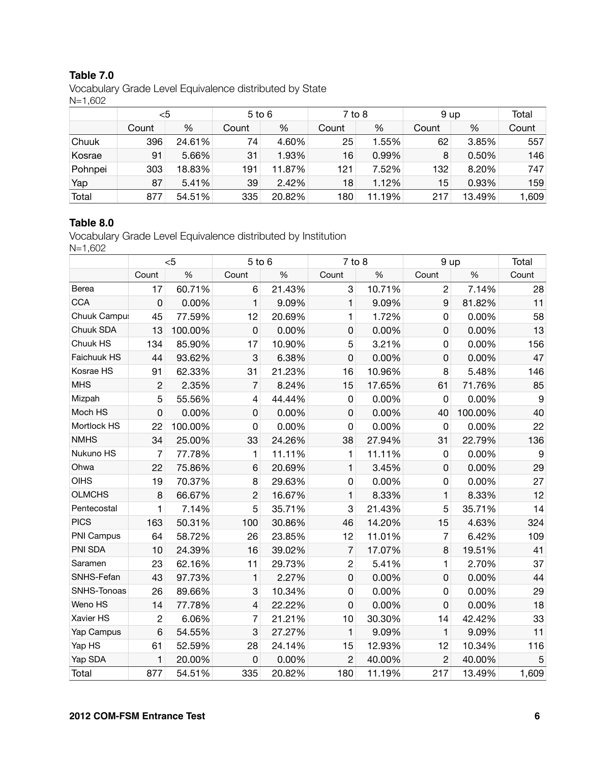**Table 7.0**

Vocabulary Grade Level Equivalence distributed by State
N=1,602

| | <5 | | 5 to 6 | | 7 to 8 | | 9 up | | Total |
|---|---|---|---|---|---|---|---|---|---|
| | Count | % | Count | % | Count | % | Count | % | Count |
| Chuuk | 396 | 24.61% | 74 | 4.60% | 25 | 1.55% | 62 | 3.85% | 557 |
| Kosrae | 91 | 5.66% | 31 | 1.93% | 16 | 0.99% | 8 | 0.50% | 146 |
| Pohnpei | 303 | 18.83% | 191 | 11.87% | 121 | 7.52% | 132 | 8.20% | 747 |
| Yap | 87 | 5.41% | 39 | 2.42% | 18 | 1.12% | 15 | 0.93% | 159 |
| Total | 877 | 54.51% | 335 | 20.82% | 180 | 11.19% | 217 | 13.49% | 1,609 |

**Table 8.0**

Vocabulary Grade Level Equivalence distributed by Institution
N=1,602

| | <5 | | 5 to 6 | | 7 to 8 | | 9 up | | Total |
|---|---|---|---|---|---|---|---|---|---|
| | Count | % | Count | % | Count | % | Count | % | Count |
| Berea | 17 | 60.71% | 6 | 21.43% | 3 | 10.71% | 2 | 7.14% | 28 |
| CCA | 0 | 0.00% | 1 | 9.09% | 1 | 9.09% | 9 | 81.82% | 11 |
| Chuuk Campus | 45 | 77.59% | 12 | 20.69% | 1 | 1.72% | 0 | 0.00% | 58 |
| Chuuk SDA | 13 | 100.00% | 0 | 0.00% | 0 | 0.00% | 0 | 0.00% | 13 |
| Chuuk HS | 134 | 85.90% | 17 | 10.90% | 5 | 3.21% | 0 | 0.00% | 156 |
| Faichuuk HS | 44 | 93.62% | 3 | 6.38% | 0 | 0.00% | 0 | 0.00% | 47 |
| Kosrae HS | 91 | 62.33% | 31 | 21.23% | 16 | 10.96% | 8 | 5.48% | 146 |
| MHS | 2 | 2.35% | 7 | 8.24% | 15 | 17.65% | 61 | 71.76% | 85 |
| Mizpah | 5 | 55.56% | 4 | 44.44% | 0 | 0.00% | 0 | 0.00% | 9 |
| Moch HS | 0 | 0.00% | 0 | 0.00% | 0 | 0.00% | 40 | 100.00% | 40 |
| Mortlock HS | 22 | 100.00% | 0 | 0.00% | 0 | 0.00% | 0 | 0.00% | 22 |
| NMHS | 34 | 25.00% | 33 | 24.26% | 38 | 27.94% | 31 | 22.79% | 136 |
| Nukuno HS | 7 | 77.78% | 1 | 11.11% | 1 | 11.11% | 0 | 0.00% | 9 |
| Ohwa | 22 | 75.86% | 6 | 20.69% | 1 | 3.45% | 0 | 0.00% | 29 |
| OIHS | 19 | 70.37% | 8 | 29.63% | 0 | 0.00% | 0 | 0.00% | 27 |
| OLMCHS | 8 | 66.67% | 2 | 16.67% | 1 | 8.33% | 1 | 8.33% | 12 |
| Pentecostal | 1 | 7.14% | 5 | 35.71% | 3 | 21.43% | 5 | 35.71% | 14 |
| PICS | 163 | 50.31% | 100 | 30.86% | 46 | 14.20% | 15 | 4.63% | 324 |
| PNI Campus | 64 | 58.72% | 26 | 23.85% | 12 | 11.01% | 7 | 6.42% | 109 |
| PNI SDA | 10 | 24.39% | 16 | 39.02% | 7 | 17.07% | 8 | 19.51% | 41 |
| Saramen | 23 | 62.16% | 11 | 29.73% | 2 | 5.41% | 1 | 2.70% | 37 |
| SNHS-Fefan | 43 | 97.73% | 1 | 2.27% | 0 | 0.00% | 0 | 0.00% | 44 |
| SNHS-Tonoas | 26 | 89.66% | 3 | 10.34% | 0 | 0.00% | 0 | 0.00% | 29 |
| Weno HS | 14 | 77.78% | 4 | 22.22% | 0 | 0.00% | 0 | 0.00% | 18 |
| Xavier HS | 2 | 6.06% | 7 | 21.21% | 10 | 30.30% | 14 | 42.42% | 33 |
| Yap Campus | 6 | 54.55% | 3 | 27.27% | 1 | 9.09% | 1 | 9.09% | 11 |
| Yap HS | 61 | 52.59% | 28 | 24.14% | 15 | 12.93% | 12 | 10.34% | 116 |
| Yap SDA | 1 | 20.00% | 0 | 0.00% | 2 | 40.00% | 2 | 40.00% | 5 |
| Total | 877 | 54.51% | 335 | 20.82% | 180 | 11.19% | 217 | 13.49% | 1,609 |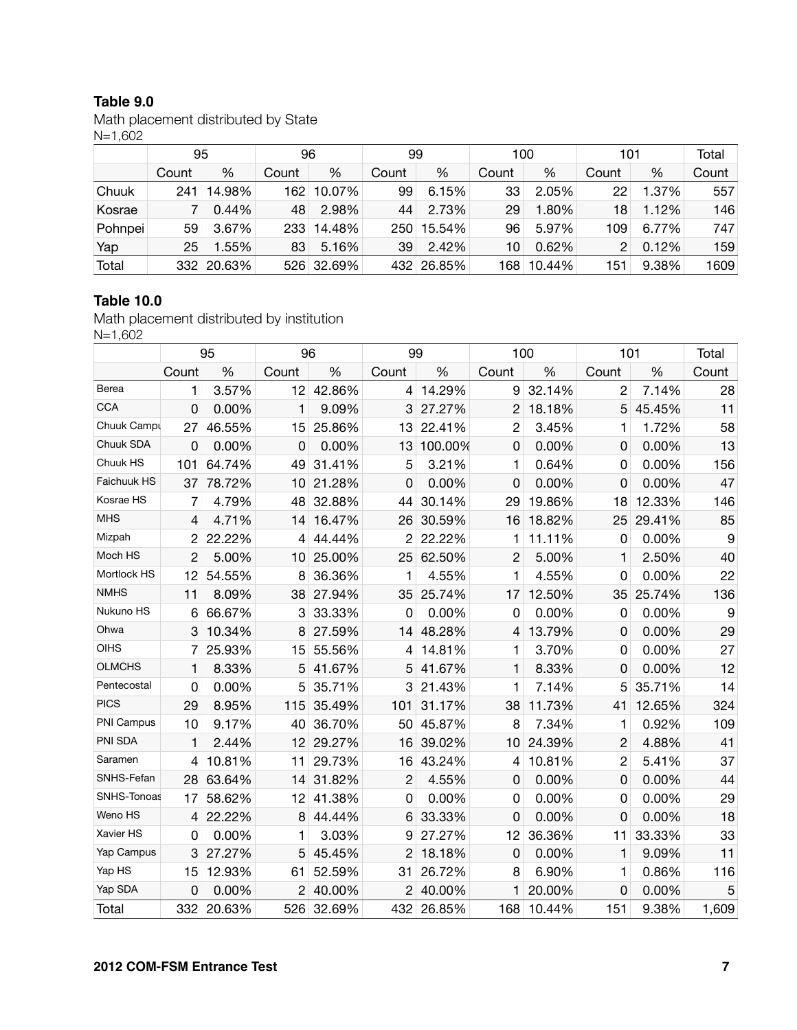**Table 9.0**

Math placement distributed by State

N=1,602

| | 95 | | 96 | | 99 | | 100 | | 101 | | Total |
|---|---|---|---|---|---|---|---|---|---|---|---|
| | Count | % | Count | % | Count | % | Count | % | Count | % | Count |
| Chuuk | 241 | 14.98% | 162 | 10.07% | 99 | 6.15% | 33 | 2.05% | 22 | 1.37% | 557 |
| Kosrae | 7 | 0.44% | 48 | 2.98% | 44 | 2.73% | 29 | 1.80% | 18 | 1.12% | 146 |
| Pohnpei | 59 | 3.67% | 233 | 14.48% | 250 | 15.54% | 96 | 5.97% | 109 | 6.77% | 747 |
| Yap | 25 | 1.55% | 83 | 5.16% | 39 | 2.42% | 10 | 0.62% | 2 | 0.12% | 159 |
| Total | 332 | 20.63% | 526 | 32.69% | 432 | 26.85% | 168 | 10.44% | 151 | 9.38% | 1609 |

**Table 10.0**

Math placement distributed by institution

N=1,602

| | 95 | | 96 | | 99 | | 100 | | 101 | | Total |
|---|---|---|---|---|---|---|---|---|---|---|---|
| | Count | % | Count | % | Count | % | Count | % | Count | % | Count |
| Berea | 1 | 3.57% | 12 | 42.86% | 4 | 14.29% | 9 | 32.14% | 2 | 7.14% | 28 |
| CCA | 0 | 0.00% | 1 | 9.09% | 3 | 27.27% | 2 | 18.18% | 5 | 45.45% | 11 |
| Chuuk Campu | 27 | 46.55% | 15 | 25.86% | 13 | 22.41% | 2 | 3.45% | 1 | 1.72% | 58 |
| Chuuk SDA | 0 | 0.00% | 0 | 0.00% | 13 | 100.00% | 0 | 0.00% | 0 | 0.00% | 13 |
| Chuuk HS | 101 | 64.74% | 49 | 31.41% | 5 | 3.21% | 1 | 0.64% | 0 | 0.00% | 156 |
| Faichuuk HS | 37 | 78.72% | 10 | 21.28% | 0 | 0.00% | 0 | 0.00% | 0 | 0.00% | 47 |
| Kosrae HS | 7 | 4.79% | 48 | 32.88% | 44 | 30.14% | 29 | 19.86% | 18 | 12.33% | 146 |
| MHS | 4 | 4.71% | 14 | 16.47% | 26 | 30.59% | 16 | 18.82% | 25 | 29.41% | 85 |
| Mizpah | 2 | 22.22% | 4 | 44.44% | 2 | 22.22% | 1 | 11.11% | 0 | 0.00% | 9 |
| Moch HS | 2 | 5.00% | 10 | 25.00% | 25 | 62.50% | 2 | 5.00% | 1 | 2.50% | 40 |
| Mortlock HS | 12 | 54.55% | 8 | 36.36% | 1 | 4.55% | 1 | 4.55% | 0 | 0.00% | 22 |
| NMHS | 11 | 8.09% | 38 | 27.94% | 35 | 25.74% | 17 | 12.50% | 35 | 25.74% | 136 |
| Nukuno HS | 6 | 66.67% | 3 | 33.33% | 0 | 0.00% | 0 | 0.00% | 0 | 0.00% | 9 |
| Ohwa | 3 | 10.34% | 8 | 27.59% | 14 | 48.28% | 4 | 13.79% | 0 | 0.00% | 29 |
| OIHS | 7 | 25.93% | 15 | 55.56% | 4 | 14.81% | 1 | 3.70% | 0 | 0.00% | 27 |
| OLMCHS | 1 | 8.33% | 5 | 41.67% | 5 | 41.67% | 1 | 8.33% | 0 | 0.00% | 12 |
| Pentecostal | 0 | 0.00% | 5 | 35.71% | 3 | 21.43% | 1 | 7.14% | 5 | 35.71% | 14 |
| PICS | 29 | 8.95% | 115 | 35.49% | 101 | 31.17% | 38 | 11.73% | 41 | 12.65% | 324 |
| PNI Campus | 10 | 9.17% | 40 | 36.70% | 50 | 45.87% | 8 | 7.34% | 1 | 0.92% | 109 |
| PNI SDA | 1 | 2.44% | 12 | 29.27% | 16 | 39.02% | 10 | 24.39% | 2 | 4.88% | 41 |
| Saramen | 4 | 10.81% | 11 | 29.73% | 16 | 43.24% | 4 | 10.81% | 2 | 5.41% | 37 |
| SNHS-Fefan | 28 | 63.64% | 14 | 31.82% | 2 | 4.55% | 0 | 0.00% | 0 | 0.00% | 44 |
| SNHS-Tonoas | 17 | 58.62% | 12 | 41.38% | 0 | 0.00% | 0 | 0.00% | 0 | 0.00% | 29 |
| Weno HS | 4 | 22.22% | 8 | 44.44% | 6 | 33.33% | 0 | 0.00% | 0 | 0.00% | 18 |
| Xavier HS | 0 | 0.00% | 1 | 3.03% | 9 | 27.27% | 12 | 36.36% | 11 | 33.33% | 33 |
| Yap Campus | 3 | 27.27% | 5 | 45.45% | 2 | 18.18% | 0 | 0.00% | 1 | 9.09% | 11 |
| Yap HS | 15 | 12.93% | 61 | 52.59% | 31 | 26.72% | 8 | 6.90% | 1 | 0.86% | 116 |
| Yap SDA | 0 | 0.00% | 2 | 40.00% | 2 | 40.00% | 1 | 20.00% | 0 | 0.00% | 5 |
| Total | 332 | 20.63% | 526 | 32.69% | 432 | 26.85% | 168 | 10.44% | 151 | 9.38% | 1,609 |